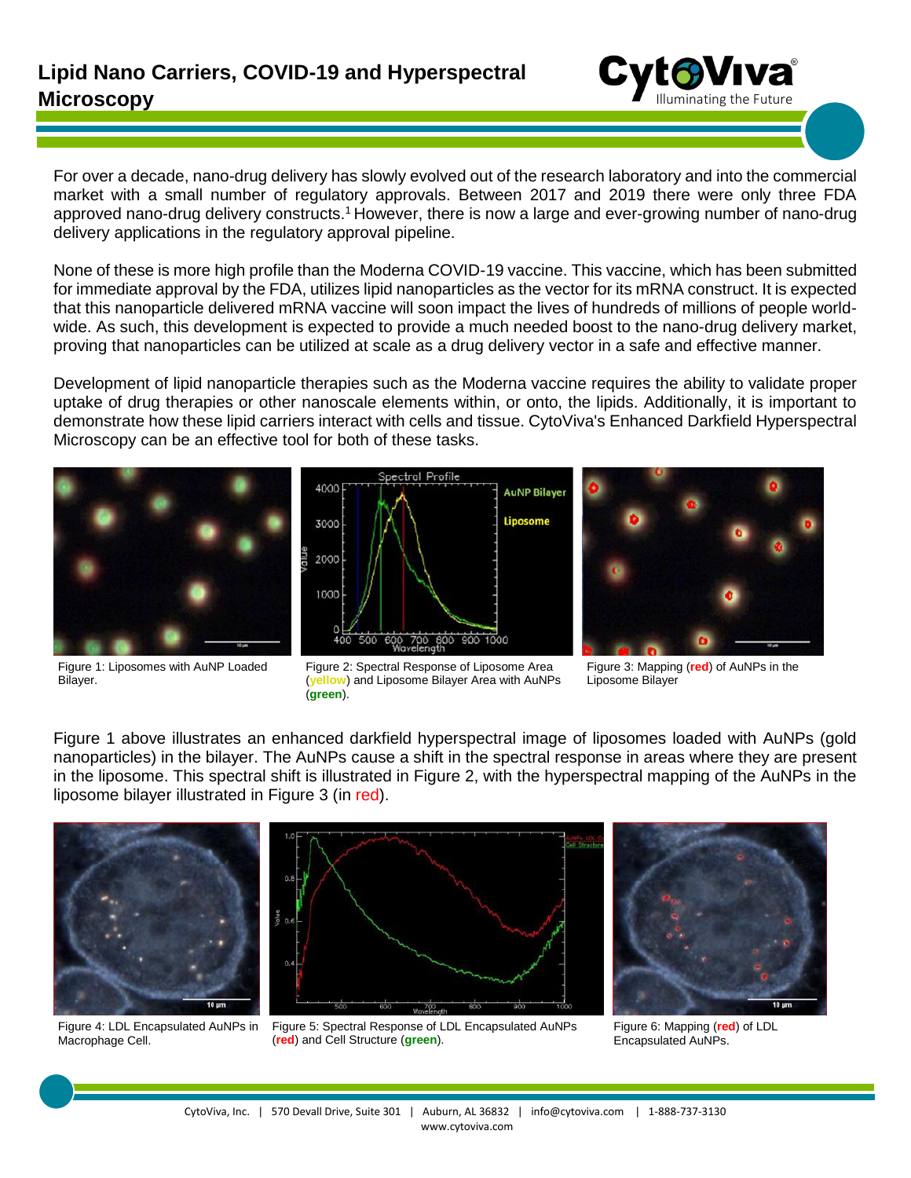# Lipid Nano Carriers, COVID-19 and Hyperspectral Microscopy

For over a decade, nano-drug delivery has slowly evolved out of the research laboratory and into the commercial market with a small number of regulatory approvals. Between 2017 and 2019 there were only three FDA approved nano-drug delivery constructs.[1] However, there is now a large and ever-growing number of nano-drug delivery applications in the regulatory approval pipeline.

None of these is more high profile than the Moderna COVID-19 vaccine. This vaccine, which has been submitted for immediate approval by the FDA, utilizes lipid nanoparticles as the vector for its mRNA construct. It is expected that this nanoparticle delivered mRNA vaccine will soon impact the lives of hundreds of millions of people world-wide. As such, this development is expected to provide a much needed boost to the nano-drug delivery market, proving that nanoparticles can be utilized at scale as a drug delivery vector in a safe and effective manner.

Development of lipid nanoparticle therapies such as the Moderna vaccine requires the ability to validate proper uptake of drug therapies or other nanoscale elements within, or onto, the lipids. Additionally, it is important to demonstrate how these lipid carriers interact with cells and tissue. CytoViva's Enhanced Darkfield Hyperspectral Microscopy can be an effective tool for both of these tasks.

Figure 1: Liposomes with AuNP Loaded Bilayer.

Figure 2: Spectral Response of Liposome Area (**yellow**) and Liposome Bilayer Area with AuNPs (**green**).

Figure 3: Mapping (**red**) of AuNPs in the Liposome Bilayer

Figure 1 above illustrates an enhanced darkfield hyperspectral image of liposomes loaded with AuNPs (gold nanoparticles) in the bilayer. The AuNPs cause a shift in the spectral response in areas where they are present in the liposome. This spectral shift is illustrated in Figure 2, with the hyperspectral mapping of the AuNPs in the liposome bilayer illustrated in Figure 3 (in red).

Figure 4: LDL Encapsulated AuNPs in Macrophage Cell.

Figure 5: Spectral Response of LDL Encapsulated AuNPs (**red**) and Cell Structure (**green**).

Figure 6: Mapping (**red**) of LDL Encapsulated AuNPs.

CytoViva, Inc. | 570 Devall Drive, Suite 301 | Auburn, AL 36832 | info@cytoviva.com | 1-888-737-3130
www.cytoviva.com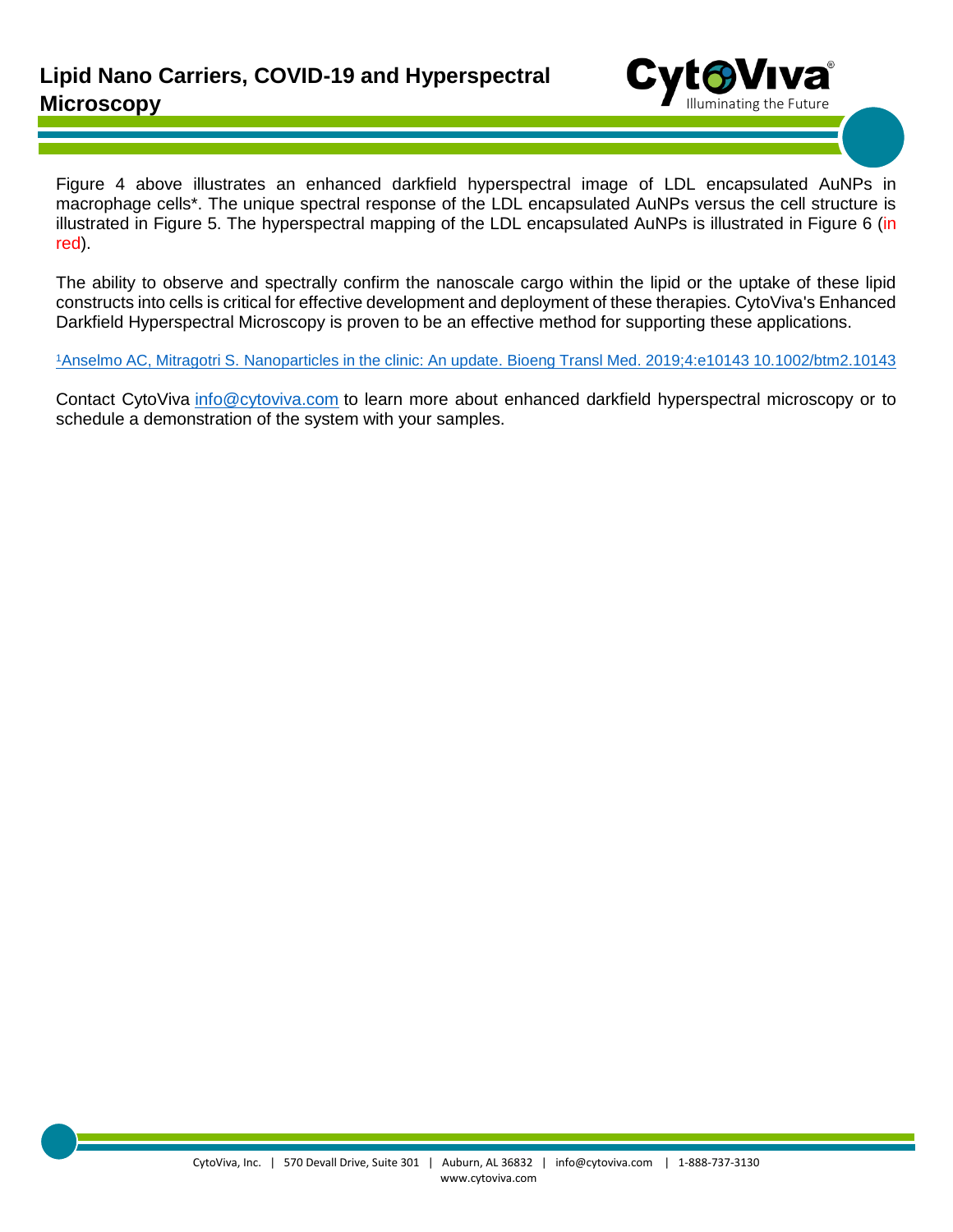Figure 4 above illustrates an enhanced darkfield hyperspectral image of LDL encapsulated AuNPs in macrophage cells*. The unique spectral response of the LDL encapsulated AuNPs versus the cell structure is illustrated in Figure 5. The hyperspectral mapping of the LDL encapsulated AuNPs is illustrated in Figure 6 (in red).

The ability to observe and spectrally confirm the nanoscale cargo within the lipid or the uptake of these lipid constructs into cells is critical for effective development and deployment of these therapies. CytoViva's Enhanced Darkfield Hyperspectral Microscopy is proven to be an effective method for supporting these applications.

[1]Anselmo AC, Mitragotri S. Nanoparticles in the clinic: An update. Bioeng Transl Med. 2019;4:e10143 10.1002/btm2.10143

Contact CytoViva info@cytoviva.com to learn more about enhanced darkfield hyperspectral microscopy or to schedule a demonstration of the system with your samples.